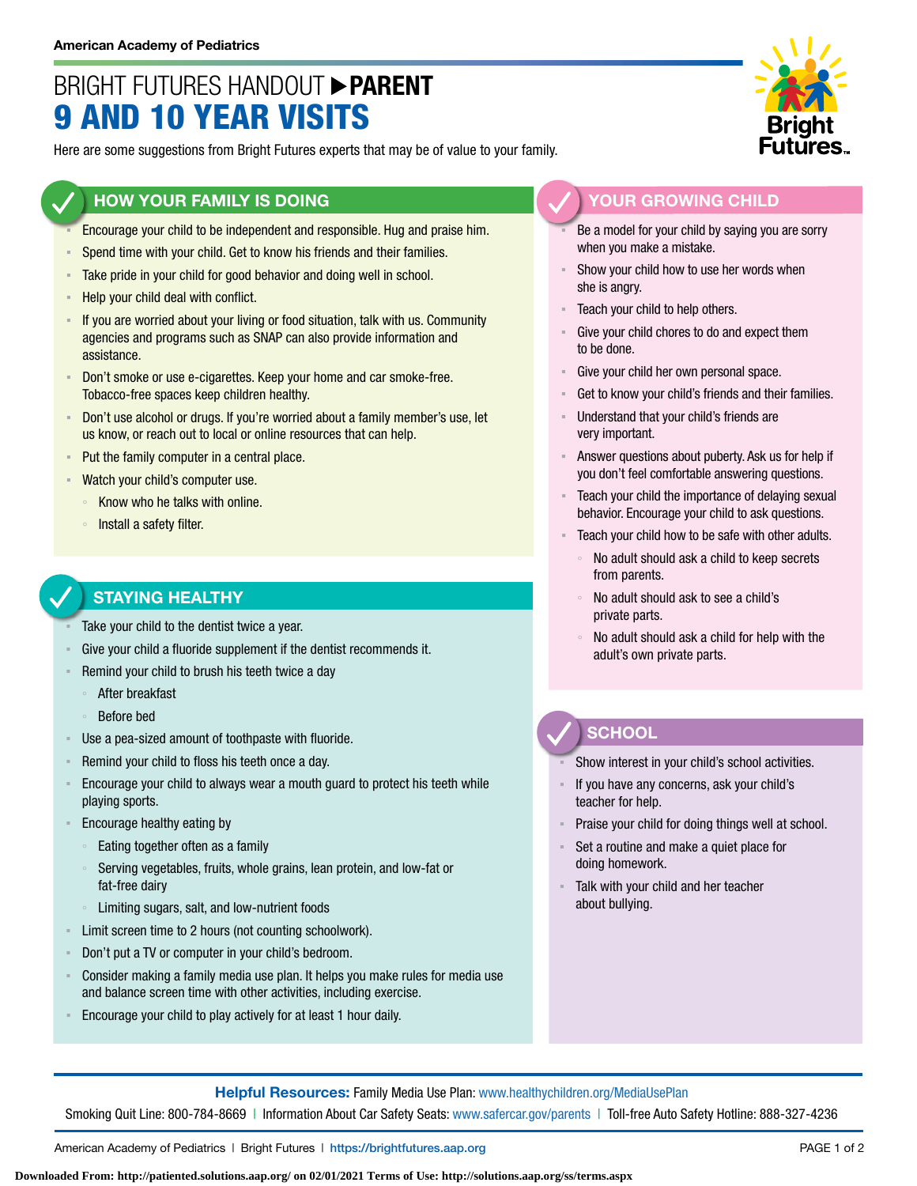American Academy of Pediatrics

# BRIGHT FUTURES HANDOUT ▶ PARENT
# 9 AND 10 YEAR VISITS

Here are some suggestions from Bright Futures experts that may be of value to your family.

## HOW YOUR FAMILY IS DOING

- Encourage your child to be independent and responsible. Hug and praise him.
- Spend time with your child. Get to know his friends and their families.
- Take pride in your child for good behavior and doing well in school.
- Help your child deal with conflict.
- If you are worried about your living or food situation, talk with us. Community agencies and programs such as SNAP can also provide information and assistance.
- Don't smoke or use e-cigarettes. Keep your home and car smoke-free. Tobacco-free spaces keep children healthy.
- Don't use alcohol or drugs. If you're worried about a family member's use, let us know, or reach out to local or online resources that can help.
- Put the family computer in a central place.
- Watch your child's computer use.
  - Know who he talks with online.
  - Install a safety filter.

## STAYING HEALTHY

- Take your child to the dentist twice a year.
- Give your child a fluoride supplement if the dentist recommends it.
- Remind your child to brush his teeth twice a day
  - After breakfast
  - Before bed
- Use a pea-sized amount of toothpaste with fluoride.
- Remind your child to floss his teeth once a day.
- Encourage your child to always wear a mouth guard to protect his teeth while playing sports.
- Encourage healthy eating by
  - Eating together often as a family
  - Serving vegetables, fruits, whole grains, lean protein, and low-fat or fat-free dairy
  - Limiting sugars, salt, and low-nutrient foods
- Limit screen time to 2 hours (not counting schoolwork).
- Don't put a TV or computer in your child's bedroom.
- Consider making a family media use plan. It helps you make rules for media use and balance screen time with other activities, including exercise.
- Encourage your child to play actively for at least 1 hour daily.

## YOUR GROWING CHILD

- Be a model for your child by saying you are sorry when you make a mistake.
- Show your child how to use her words when she is angry.
- Teach your child to help others.
- Give your child chores to do and expect them to be done.
- Give your child her own personal space.
- Get to know your child's friends and their families.
- Understand that your child's friends are very important.
- Answer questions about puberty. Ask us for help if you don't feel comfortable answering questions.
- Teach your child the importance of delaying sexual behavior. Encourage your child to ask questions.
- Teach your child how to be safe with other adults.
  - No adult should ask a child to keep secrets from parents.
  - No adult should ask to see a child's private parts.
  - No adult should ask a child for help with the adult's own private parts.

## SCHOOL

- Show interest in your child's school activities.
- If you have any concerns, ask your child's teacher for help.
- Praise your child for doing things well at school.
- Set a routine and make a quiet place for doing homework.
- Talk with your child and her teacher about bullying.

**Helpful Resources:** Family Media Use Plan: www.healthychildren.org/MediaUsePlan

Smoking Quit Line: 800-784-8669 | Information About Car Safety Seats: www.safercar.gov/parents | Toll-free Auto Safety Hotline: 888-327-4236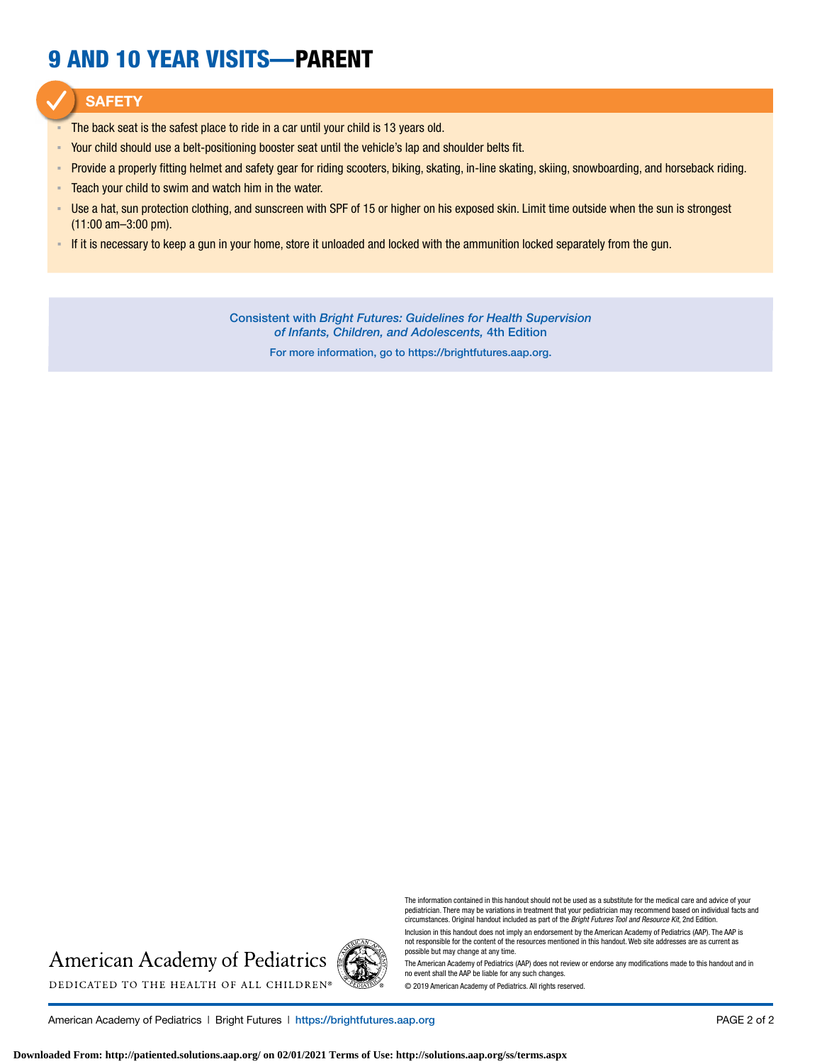# 9 AND 10 YEAR VISITS—PARENT

## SAFETY

- The back seat is the safest place to ride in a car until your child is 13 years old.
- Your child should use a belt-positioning booster seat until the vehicle's lap and shoulder belts fit.
- Provide a properly fitting helmet and safety gear for riding scooters, biking, skating, in-line skating, skiing, snowboarding, and horseback riding.
- Teach your child to swim and watch him in the water.
- Use a hat, sun protection clothing, and sunscreen with SPF of 15 or higher on his exposed skin. Limit time outside when the sun is strongest (11:00 am–3:00 pm).
- If it is necessary to keep a gun in your home, store it unloaded and locked with the ammunition locked separately from the gun.

Consistent with *Bright Futures: Guidelines for Health Supervision of Infants, Children, and Adolescents,* 4th Edition

For more information, go to https://brightfutures.aap.org.

American Academy of Pediatrics

DEDICATED TO THE HEALTH OF ALL CHILDREN®

The information contained in this handout should not be used as a substitute for the medical care and advice of your pediatrician. There may be variations in treatment that your pediatrician may recommend based on individual facts and circumstances. Original handout included as part of the *Bright Futures Tool and Resource Kit,* 2nd Edition.

Inclusion in this handout does not imply an endorsement by the American Academy of Pediatrics (AAP). The AAP is not responsible for the content of the resources mentioned in this handout. Web site addresses are as current as possible but may change at any time.

The American Academy of Pediatrics (AAP) does not review or endorse any modifications made to this handout and in no event shall the AAP be liable for any such changes.

© 2019 American Academy of Pediatrics. All rights reserved.

Downloaded From: http://patiented.solutions.aap.org/ on 02/01/2021 Terms of Use: http://solutions.aap.org/ss/terms.aspx